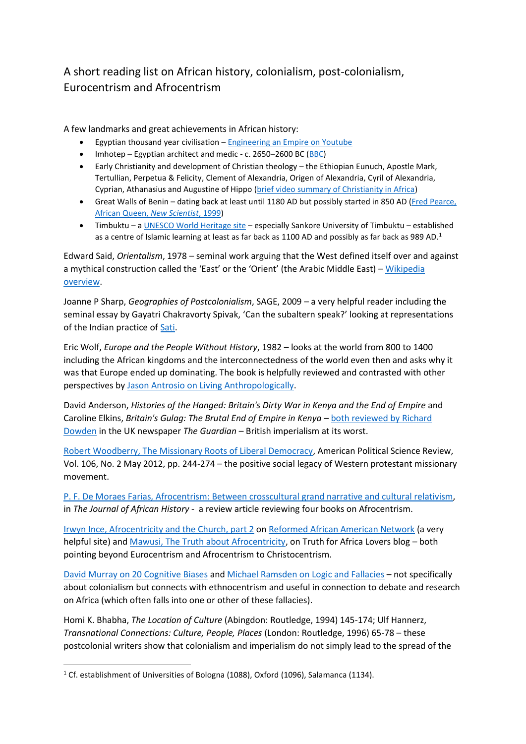# A short reading list on African history, colonialism, post-colonialism, Eurocentrism and Afrocentrism

A few landmarks and great achievements in African history:

- Egyptian thousand year civilisation – Engineering an Empire on Youtube
- Imhotep – Egyptian architect and medic - c. 2650–2600 BC (BBC)
- Early Christianity and development of Christian theology – the Ethiopian Eunuch, Apostle Mark, Tertullian, Perpetua & Felicity, Clement of Alexandria, Origen of Alexandria, Cyril of Alexandria, Cyprian, Athanasius and Augustine of Hippo (brief video summary of Christianity in Africa)
- Great Walls of Benin – dating back at least until 1180 AD but possibly started in 850 AD (Fred Pearce, African Queen, *New Scientist*, 1999)
- Timbuktu – a UNESCO World Heritage site – especially Sankore University of Timbuktu – established as a centre of Islamic learning at least as far back as 1100 AD and possibly as far back as 989 AD.[1]

Edward Said, *Orientalism*, 1978 – seminal work arguing that the West defined itself over and against a mythical construction called the 'East' or the 'Orient' (the Arabic Middle East) – Wikipedia overview.

Joanne P Sharp, *Geographies of Postcolonialism*, SAGE, 2009 – a very helpful reader including the seminal essay by Gayatri Chakravorty Spivak, 'Can the subaltern speak?' looking at representations of the Indian practice of Sati.

Eric Wolf, *Europe and the People Without History*, 1982 – looks at the world from 800 to 1400 including the African kingdoms and the interconnectedness of the world even then and asks why it was that Europe ended up dominating. The book is helpfully reviewed and contrasted with other perspectives by Jason Antrosio on Living Anthropologically.

David Anderson, *Histories of the Hanged: Britain's Dirty War in Kenya and the End of Empire* and Caroline Elkins, *Britain's Gulag: The Brutal End of Empire in Kenya* – both reviewed by Richard Dowden in the UK newspaper *The Guardian* – British imperialism at its worst.

Robert Woodberry, The Missionary Roots of Liberal Democracy, American Political Science Review, Vol. 106, No. 2 May 2012, pp. 244-274 – the positive social legacy of Western protestant missionary movement.

P. F. De Moraes Farias, Afrocentrism: Between crosscultural grand narrative and cultural relativism, in *The Journal of African History* - a review article reviewing four books on Afrocentrism.

Irwyn Ince, Afrocentricity and the Church, part 2 on Reformed African American Network (a very helpful site) and Mawusi, The Truth about Afrocentricity, on Truth for Africa Lovers blog – both pointing beyond Eurocentrism and Afrocentrism to Christocentrism.

David Murray on 20 Cognitive Biases and Michael Ramsden on Logic and Fallacies – not specifically about colonialism but connects with ethnocentrism and useful in connection to debate and research on Africa (which often falls into one or other of these fallacies).

Homi K. Bhabha, *The Location of Culture* (Abingdon: Routledge, 1994) 145-174; Ulf Hannerz, *Transnational Connections: Culture, People, Places* (London: Routledge, 1996) 65-78 – these postcolonial writers show that colonialism and imperialism do not simply lead to the spread of the

[1] Cf. establishment of Universities of Bologna (1088), Oxford (1096), Salamanca (1134).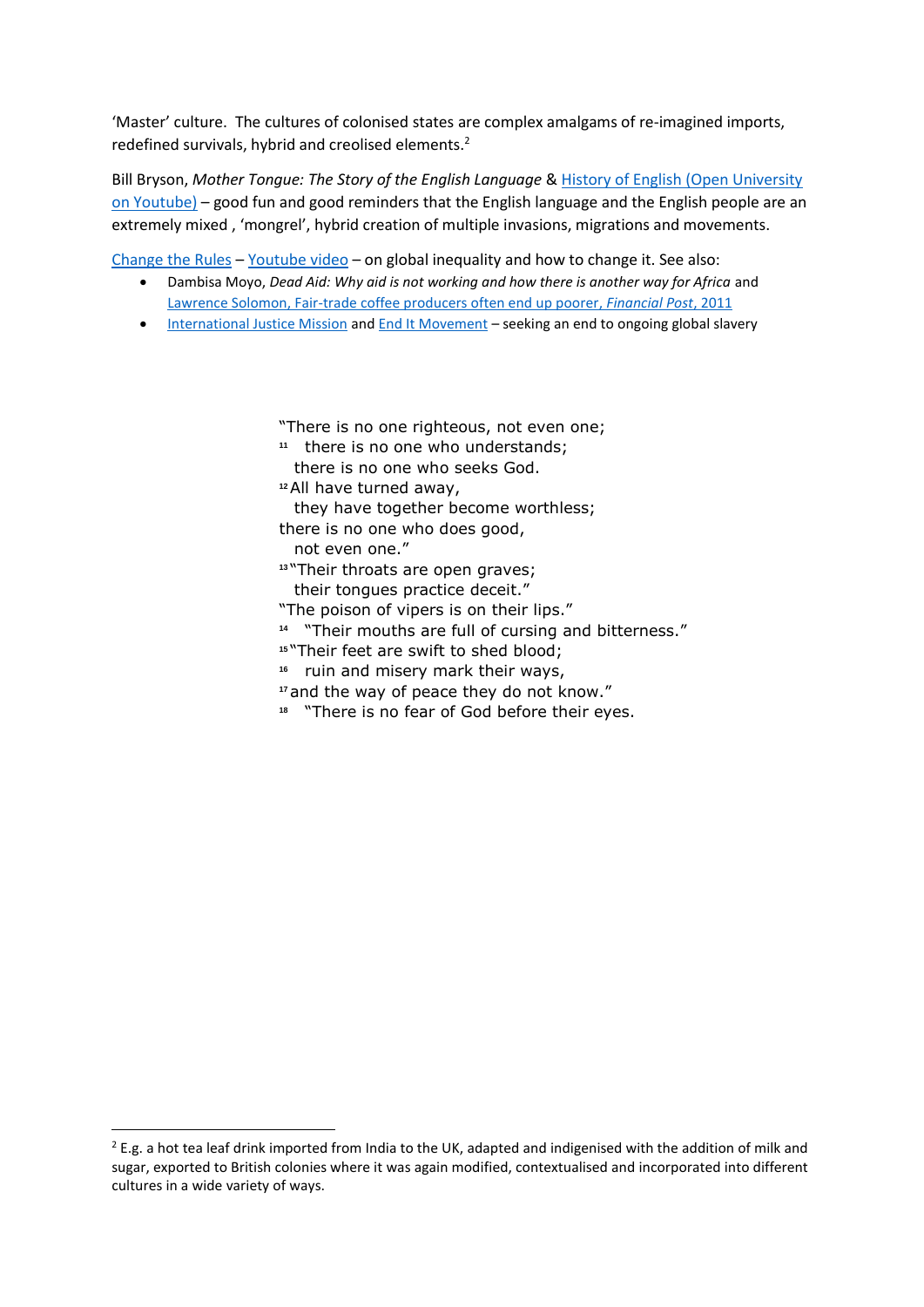'Master' culture. The cultures of colonised states are complex amalgams of re-imagined imports, redefined survivals, hybrid and creolised elements.[2]

Bill Bryson, *Mother Tongue: The Story of the English Language* & History of English (Open University on Youtube) – good fun and good reminders that the English language and the English people are an extremely mixed , 'mongrel', hybrid creation of multiple invasions, migrations and movements.

Change the Rules – Youtube video – on global inequality and how to change it. See also:

- Dambisa Moyo, *Dead Aid: Why aid is not working and how there is another way for Africa* and Lawrence Solomon, Fair-trade coffee producers often end up poorer, *Financial Post*, 2011
- International Justice Mission and End It Movement – seeking an end to ongoing global slavery

> "There is no one righteous, not even one;
> [11] there is no one who understands;
> there is no one who seeks God.
> [12] All have turned away,
> they have together become worthless;
> there is no one who does good,
> not even one."
> [13] "Their throats are open graves;
> their tongues practice deceit."
> "The poison of vipers is on their lips."
> [14] "Their mouths are full of cursing and bitterness."
> [15] "Their feet are swift to shed blood;
> [16] ruin and misery mark their ways,
> [17] and the way of peace they do not know."
> [18] "There is no fear of God before their eyes.

---

[2] E.g. a hot tea leaf drink imported from India to the UK, adapted and indigenised with the addition of milk and sugar, exported to British colonies where it was again modified, contextualised and incorporated into different cultures in a wide variety of ways.